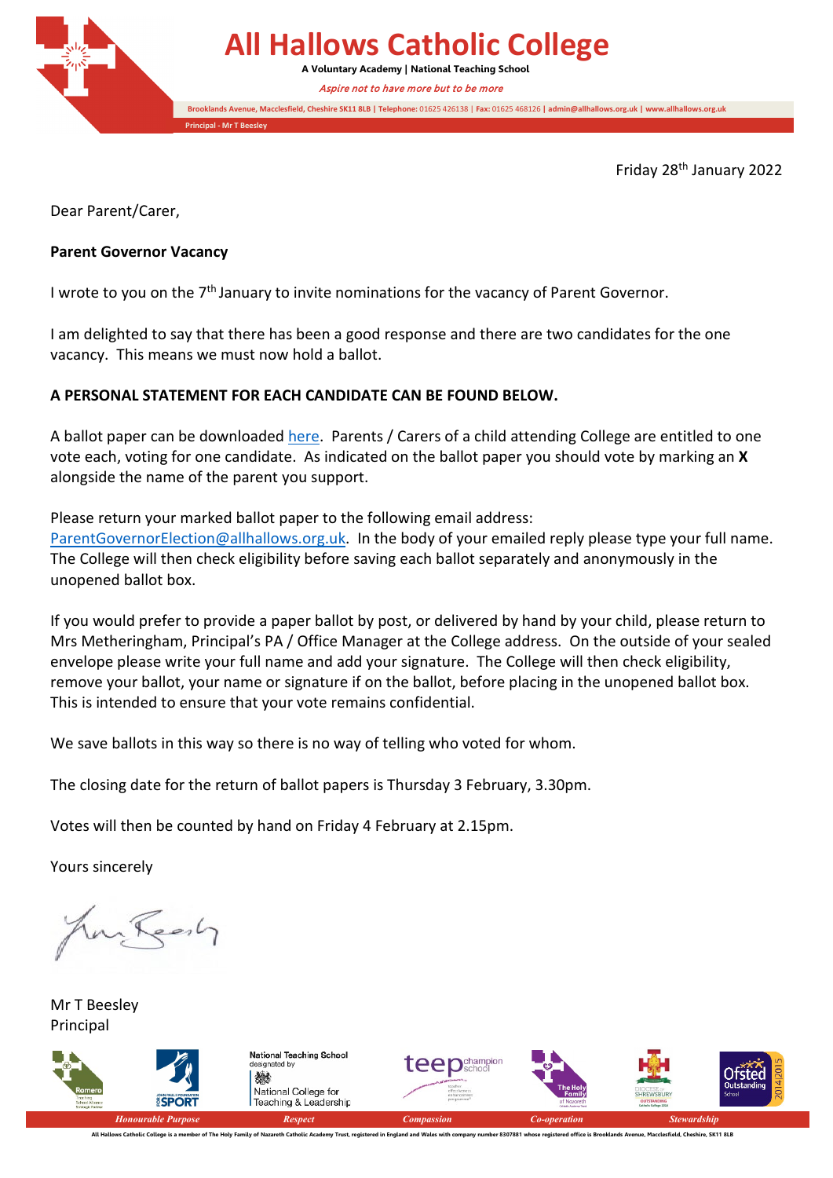# All Hallows Catholic College

**A Voluntary Academy | National Teaching School**

*Aspire not to have more but to be more*

**Brooklands Avenue, Macclesfield, Cheshire SK11 8LB | Telephone:** 01625 426138 | **Fax:** 01625 468126 | **admin@allhallows.org.uk | www.allhallows.org.uk**

**Principal - Mr T Beesley**

Friday 28th January 2022

Dear Parent/Carer,

**Parent Governor Vacancy**

I wrote to you on the 7th January to invite nominations for the vacancy of Parent Governor.

I am delighted to say that there has been a good response and there are two candidates for the one vacancy. This means we must now hold a ballot.

**A PERSONAL STATEMENT FOR EACH CANDIDATE CAN BE FOUND BELOW.**

A ballot paper can be downloaded here. Parents / Carers of a child attending College are entitled to one vote each, voting for one candidate. As indicated on the ballot paper you should vote by marking an **X** alongside the name of the parent you support.

Please return your marked ballot paper to the following email address: ParentGovernorElection@allhallows.org.uk. In the body of your emailed reply please type your full name. The College will then check eligibility before saving each ballot separately and anonymously in the unopened ballot box.

If you would prefer to provide a paper ballot by post, or delivered by hand by your child, please return to Mrs Metheringham, Principal's PA / Office Manager at the College address. On the outside of your sealed envelope please write your full name and add your signature. The College will then check eligibility, remove your ballot, your name or signature if on the ballot, before placing in the unopened ballot box. This is intended to ensure that your vote remains confidential.

We save ballots in this way so there is no way of telling who voted for whom.

The closing date for the return of ballot papers is Thursday 3 February, 3.30pm.

Votes will then be counted by hand on Friday 4 February at 2.15pm.

Yours sincerely

Mr T Beesley
Principal

*Honourable Purpose* | *Respect* | *Compassion* | *Co-operation* | *Stewardship*

All Hallows Catholic College is a member of The Holy Family of Nazareth Catholic Academy Trust, registered in England and Wales with company number 8307881 whose registered office is Brooklands Avenue, Macclesfield, Cheshire, SK11 8LB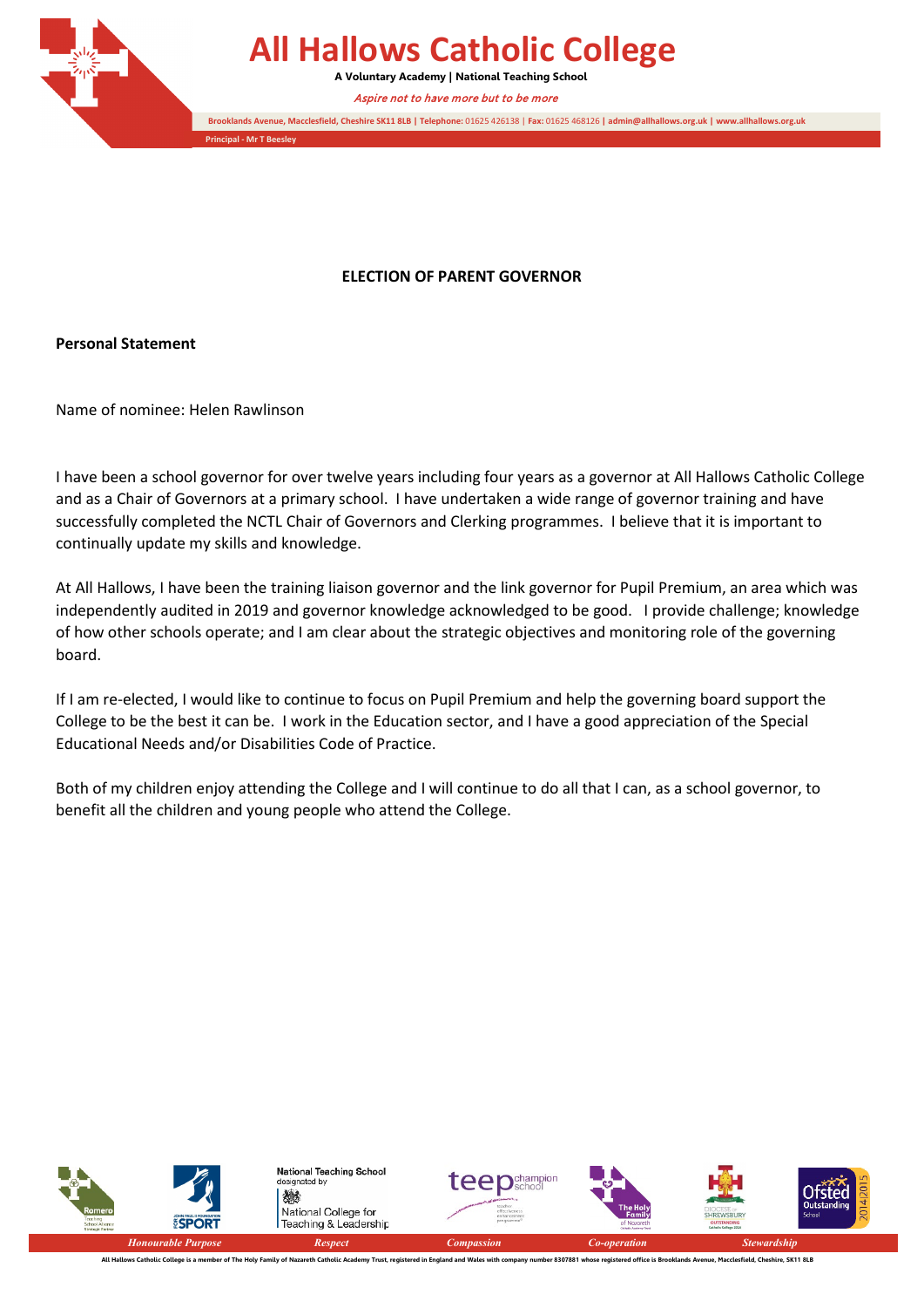**ELECTION OF PARENT GOVERNOR**

**Personal Statement**

Name of nominee: Helen Rawlinson

I have been a school governor for over twelve years including four years as a governor at All Hallows Catholic College and as a Chair of Governors at a primary school. I have undertaken a wide range of governor training and have successfully completed the NCTL Chair of Governors and Clerking programmes. I believe that it is important to continually update my skills and knowledge.

At All Hallows, I have been the training liaison governor and the link governor for Pupil Premium, an area which was independently audited in 2019 and governor knowledge acknowledged to be good. I provide challenge; knowledge of how other schools operate; and I am clear about the strategic objectives and monitoring role of the governing board.

If I am re-elected, I would like to continue to focus on Pupil Premium and help the governing board support the College to be the best it can be. I work in the Education sector, and I have a good appreciation of the Special Educational Needs and/or Disabilities Code of Practice.

Both of my children enjoy attending the College and I will continue to do all that I can, as a school governor, to benefit all the children and young people who attend the College.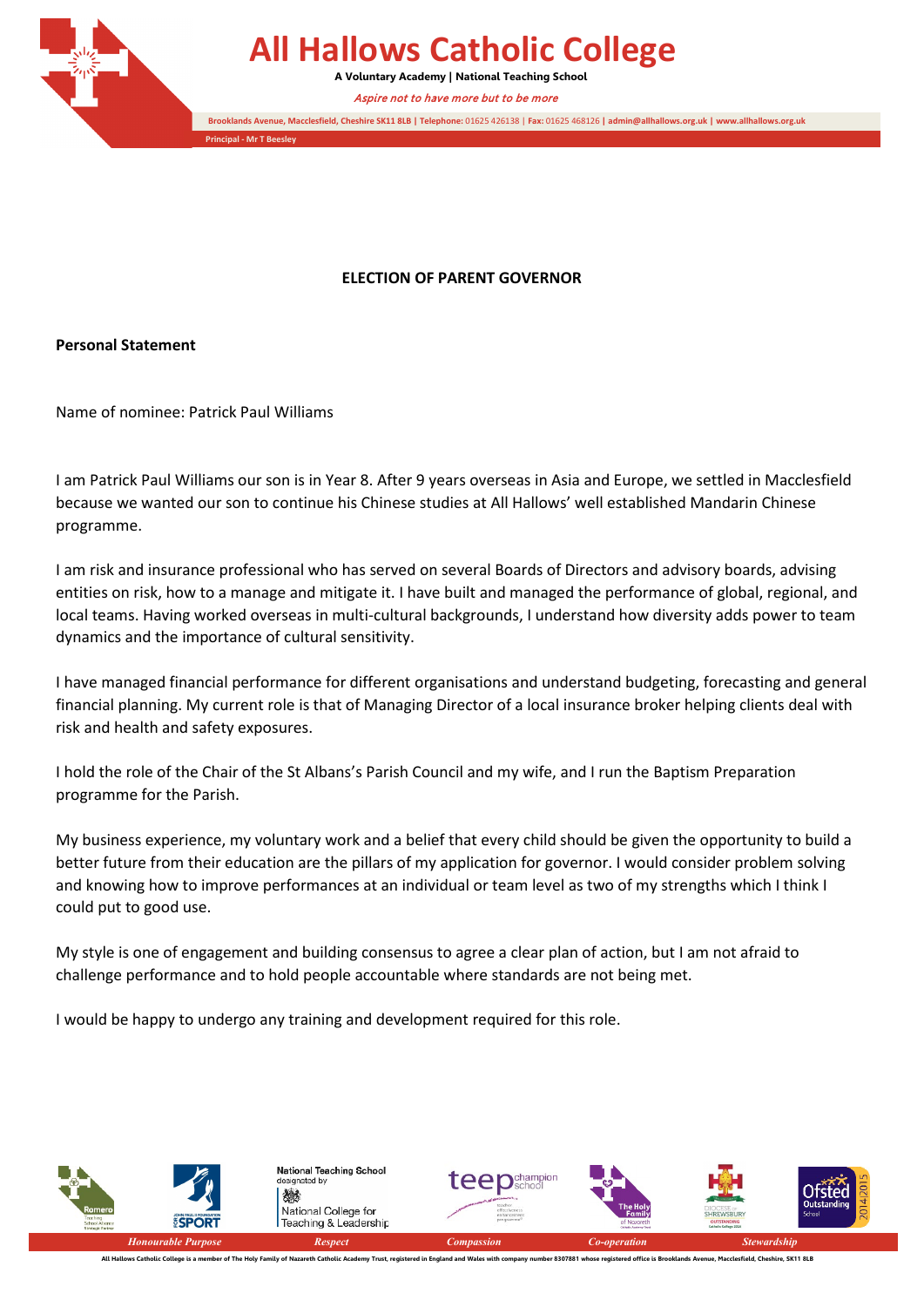# All Hallows Catholic College

**A Voluntary Academy | National Teaching School**

*Aspire not to have more but to be more*

Brooklands Avenue, Macclesfield, Cheshire SK11 8LB | Telephone: 01625 426138 | Fax: 01625 468126 | admin@allhallows.org.uk | www.allhallows.org.uk

Principal - Mr T Beesley

**ELECTION OF PARENT GOVERNOR**

**Personal Statement**

Name of nominee: Patrick Paul Williams

I am Patrick Paul Williams our son is in Year 8. After 9 years overseas in Asia and Europe, we settled in Macclesfield because we wanted our son to continue his Chinese studies at All Hallows' well established Mandarin Chinese programme.

I am risk and insurance professional who has served on several Boards of Directors and advisory boards, advising entities on risk, how to a manage and mitigate it. I have built and managed the performance of global, regional, and local teams. Having worked overseas in multi-cultural backgrounds, I understand how diversity adds power to team dynamics and the importance of cultural sensitivity.

I have managed financial performance for different organisations and understand budgeting, forecasting and general financial planning. My current role is that of Managing Director of a local insurance broker helping clients deal with risk and health and safety exposures.

I hold the role of the Chair of the St Albans's Parish Council and my wife, and I run the Baptism Preparation programme for the Parish.

My business experience, my voluntary work and a belief that every child should be given the opportunity to build a better future from their education are the pillars of my application for governor. I would consider problem solving and knowing how to improve performances at an individual or team level as two of my strengths which I think I could put to good use.

My style is one of engagement and building consensus to agree a clear plan of action, but I am not afraid to challenge performance and to hold people accountable where standards are not being met.

I would be happy to undergo any training and development required for this role.

*Honourable Purpose* | *Respect* | *Compassion* | *Co-operation* | *Stewardship*

All Hallows Catholic College is a member of The Holy Family of Nazareth Catholic Academy Trust, registered in England and Wales with company number 8307881 whose registered office is Brooklands Avenue, Macclesfield, Cheshire, SK11 8LB